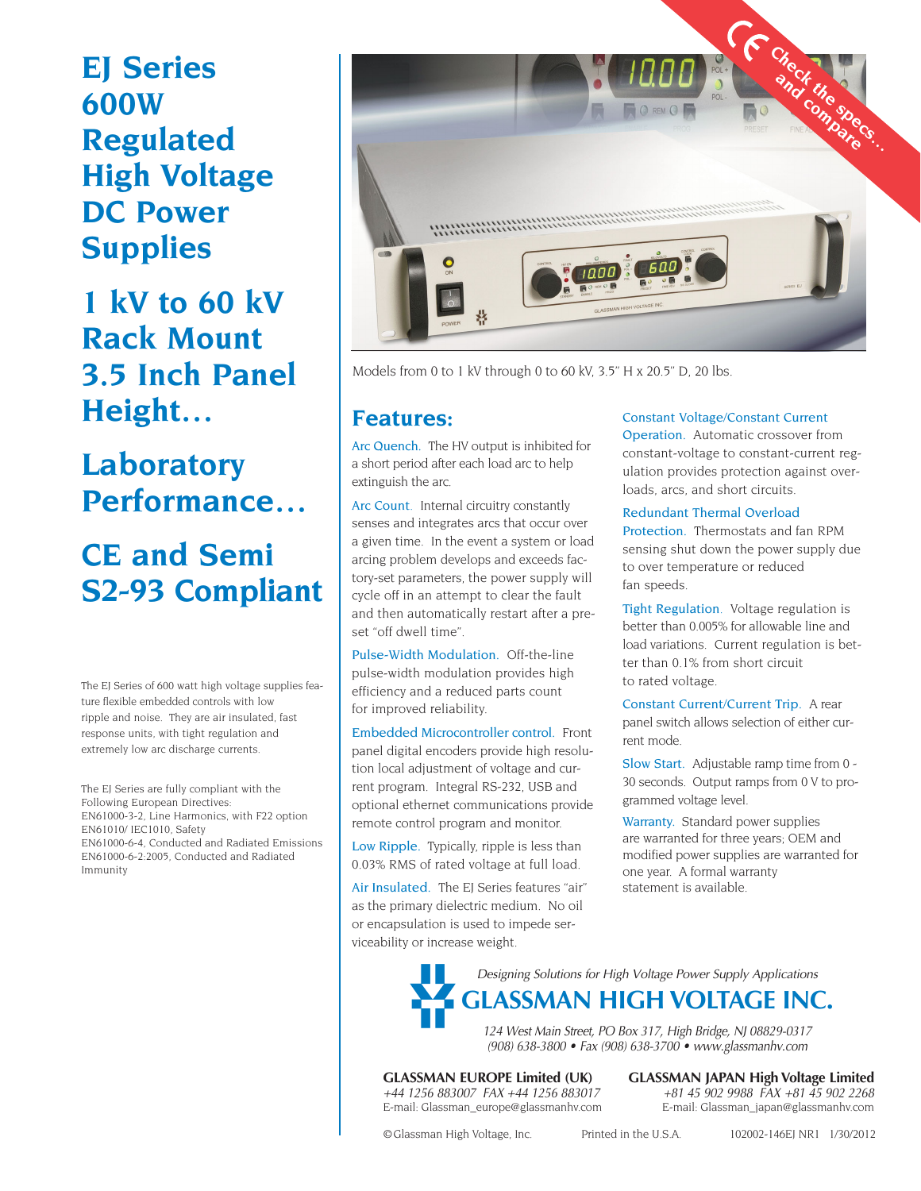# EJ Series 600W Regulated High Voltage DC Power Supplies

## 1 kV to 60 kV Rack Mount 3.5 Inch Panel Height...

## Laboratory Performance...

## CE and Semi S2-93 Compliant

The EJ Series of 600 watt high voltage supplies feature flexible embedded controls with low ripple and noise. They are air insulated, fast response units, with tight regulation and extremely low arc discharge currents.

The EJ Series are fully compliant with the Following European Directives:
EN61000-3-2, Line Harmonics, with F22 option
EN61010/ IEC1010, Safety
EN61000-6-4, Conducted and Radiated Emissions
EN61000-6-2:2005, Conducted and Radiated Immunity

CE Check the specs... and compare

Models from 0 to 1 kV through 0 to 60 kV, 3.5" H x 20.5" D, 20 lbs.

## Features:

**Arc Quench.** The HV output is inhibited for a short period after each load arc to help extinguish the arc.

**Arc Count.** Internal circuitry constantly senses and integrates arcs that occur over a given time. In the event a system or load arcing problem develops and exceeds factory-set parameters, the power supply will cycle off in an attempt to clear the fault and then automatically restart after a preset "off dwell time".

**Pulse-Width Modulation.** Off-the-line pulse-width modulation provides high efficiency and a reduced parts count for improved reliability.

**Embedded Microcontroller control.** Front panel digital encoders provide high resolution local adjustment of voltage and current program. Integral RS-232, USB and optional ethernet communications provide remote control program and monitor.

**Low Ripple.** Typically, ripple is less than 0.03% RMS of rated voltage at full load.

**Air Insulated.** The EJ Series features "air" as the primary dielectric medium. No oil or encapsulation is used to impede serviceability or increase weight.

**Constant Voltage/Constant Current Operation.** Automatic crossover from constant-voltage to constant-current regulation provides protection against overloads, arcs, and short circuits.

**Redundant Thermal Overload Protection.** Thermostats and fan RPM sensing shut down the power supply due to over temperature or reduced fan speeds.

**Tight Regulation.** Voltage regulation is better than 0.005% for allowable line and load variations. Current regulation is better than 0.1% from short circuit to rated voltage.

**Constant Current/Current Trip.** A rear panel switch allows selection of either current mode.

**Slow Start.** Adjustable ramp time from 0 - 30 seconds. Output ramps from 0 V to programmed voltage level.

**Warranty.** Standard power supplies are warranted for three years; OEM and modified power supplies are warranted for one year. A formal warranty statement is available.

*Designing Solutions for High Voltage Power Supply Applications*

**GLASSMAN HIGH VOLTAGE INC.**

*124 West Main Street, PO Box 317, High Bridge, NJ 08829-0317*
*(908) 638-3800 • Fax (908) 638-3700 • www.glassmanhv.com*

**GLASSMAN EUROPE Limited (UK)**
*+44 1256 883007 FAX +44 1256 883017*
E-mail: Glassman_europe@glassmanhv.com

**GLASSMAN JAPAN High Voltage Limited**
*+81 45 902 9988 FAX +81 45 902 2268*
E-mail: Glassman_japan@glassmanhv.com

©Glassman High Voltage, Inc. Printed in the U.S.A. 102002-146EJ NR1 1/30/2012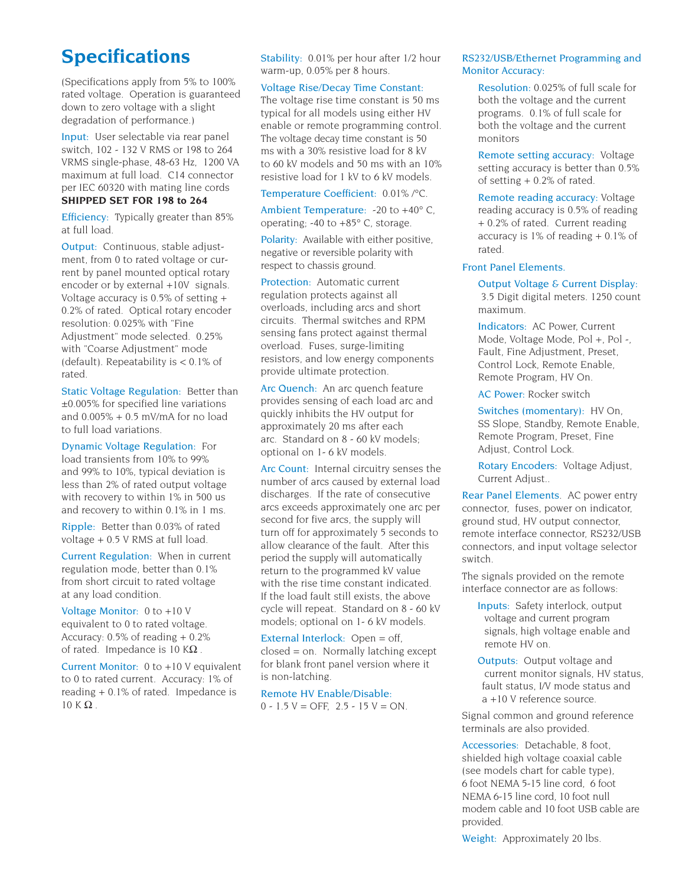# Specifications

(Specifications apply from 5% to 100% rated voltage. Operation is guaranteed down to zero voltage with a slight degradation of performance.)

Input: User selectable via rear panel switch, 102 - 132 V RMS or 198 to 264 VRMS single-phase, 48-63 Hz, 1200 VA maximum at full load. C14 connector per IEC 60320 with mating line cords **SHIPPED SET FOR 198 to 264**

Efficiency: Typically greater than 85% at full load.

Output: Continuous, stable adjustment, from 0 to rated voltage or current by panel mounted optical rotary encoder or by external +10V signals. Voltage accuracy is 0.5% of setting + 0.2% of rated. Optical rotary encoder resolution: 0.025% with "Fine Adjustment" mode selected. 0.25% with "Coarse Adjustment" mode (default). Repeatability is < 0.1% of rated.

Static Voltage Regulation: Better than ±0.005% for specified line variations and 0.005% + 0.5 mV/mA for no load to full load variations.

Dynamic Voltage Regulation: For load transients from 10% to 99% and 99% to 10%, typical deviation is less than 2% of rated output voltage with recovery to within 1% in 500 us and recovery to within 0.1% in 1 ms.

Ripple: Better than 0.03% of rated voltage + 0.5 V RMS at full load.

Current Regulation: When in current regulation mode, better than 0.1% from short circuit to rated voltage at any load condition.

Voltage Monitor: 0 to +10 V equivalent to 0 to rated voltage. Accuracy: 0.5% of reading + 0.2% of rated. Impedance is 10 KΩ.

Current Monitor: 0 to +10 V equivalent to 0 to rated current. Accuracy: 1% of reading + 0.1% of rated. Impedance is 10 K Ω.

Stability: 0.01% per hour after 1/2 hour warm-up, 0.05% per 8 hours.

Voltage Rise/Decay Time Constant: The voltage rise time constant is 50 ms typical for all models using either HV enable or remote programming control. The voltage decay time constant is 50 ms with a 30% resistive load for 8 kV to 60 kV models and 50 ms with an 10% resistive load for 1 kV to 6 kV models.

Temperature Coefficient: 0.01% /°C.

Ambient Temperature: -20 to +40° C, operating; -40 to +85° C, storage.

Polarity: Available with either positive, negative or reversible polarity with respect to chassis ground.

Protection: Automatic current regulation protects against all overloads, including arcs and short circuits. Thermal switches and RPM sensing fans protect against thermal overload. Fuses, surge-limiting resistors, and low energy components provide ultimate protection.

Arc Quench: An arc quench feature provides sensing of each load arc and quickly inhibits the HV output for approximately 20 ms after each arc. Standard on 8 - 60 kV models; optional on 1- 6 kV models.

Arc Count: Internal circuitry senses the number of arcs caused by external load discharges. If the rate of consecutive arcs exceeds approximately one arc per second for five arcs, the supply will turn off for approximately 5 seconds to allow clearance of the fault. After this period the supply will automatically return to the programmed kV value with the rise time constant indicated. If the load fault still exists, the above cycle will repeat. Standard on 8 - 60 kV models; optional on 1- 6 kV models.

External Interlock: Open = off, closed = on. Normally latching except for blank front panel version where it is non-latching.

Remote HV Enable/Disable: 0 - 1.5 V = OFF, 2.5 - 15 V = ON.

RS232/USB/Ethernet Programming and Monitor Accuracy:

- Resolution: 0.025% of full scale for both the voltage and the current programs. 0.1% of full scale for both the voltage and the current monitors
- Remote setting accuracy: Voltage setting accuracy is better than 0.5% of setting + 0.2% of rated.
- Remote reading accuracy: Voltage reading accuracy is 0.5% of reading + 0.2% of rated. Current reading accuracy is 1% of reading + 0.1% of rated.

Front Panel Elements.

- Output Voltage & Current Display: 3.5 Digit digital meters. 1250 count maximum.
- Indicators: AC Power, Current Mode, Voltage Mode, Pol +, Pol -, Fault, Fine Adjustment, Preset, Control Lock, Remote Enable, Remote Program, HV On.
- AC Power: Rocker switch
- Switches (momentary): HV On, SS Slope, Standby, Remote Enable, Remote Program, Preset, Fine Adjust, Control Lock.
- Rotary Encoders: Voltage Adjust, Current Adjust..

Rear Panel Elements. AC power entry connector, fuses, power on indicator, ground stud, HV output connector, remote interface connector, RS232/USB connectors, and input voltage selector switch.

The signals provided on the remote interface connector are as follows:

- Inputs: Safety interlock, output voltage and current program signals, high voltage enable and remote HV on.
- Outputs: Output voltage and current monitor signals, HV status, fault status, I/V mode status and a +10 V reference source.

Signal common and ground reference terminals are also provided.

Accessories: Detachable, 8 foot, shielded high voltage coaxial cable (see models chart for cable type), 6 foot NEMA 5-15 line cord, 6 foot NEMA 6-15 line cord, 10 foot null modem cable and 10 foot USB cable are provided.

Weight: Approximately 20 lbs.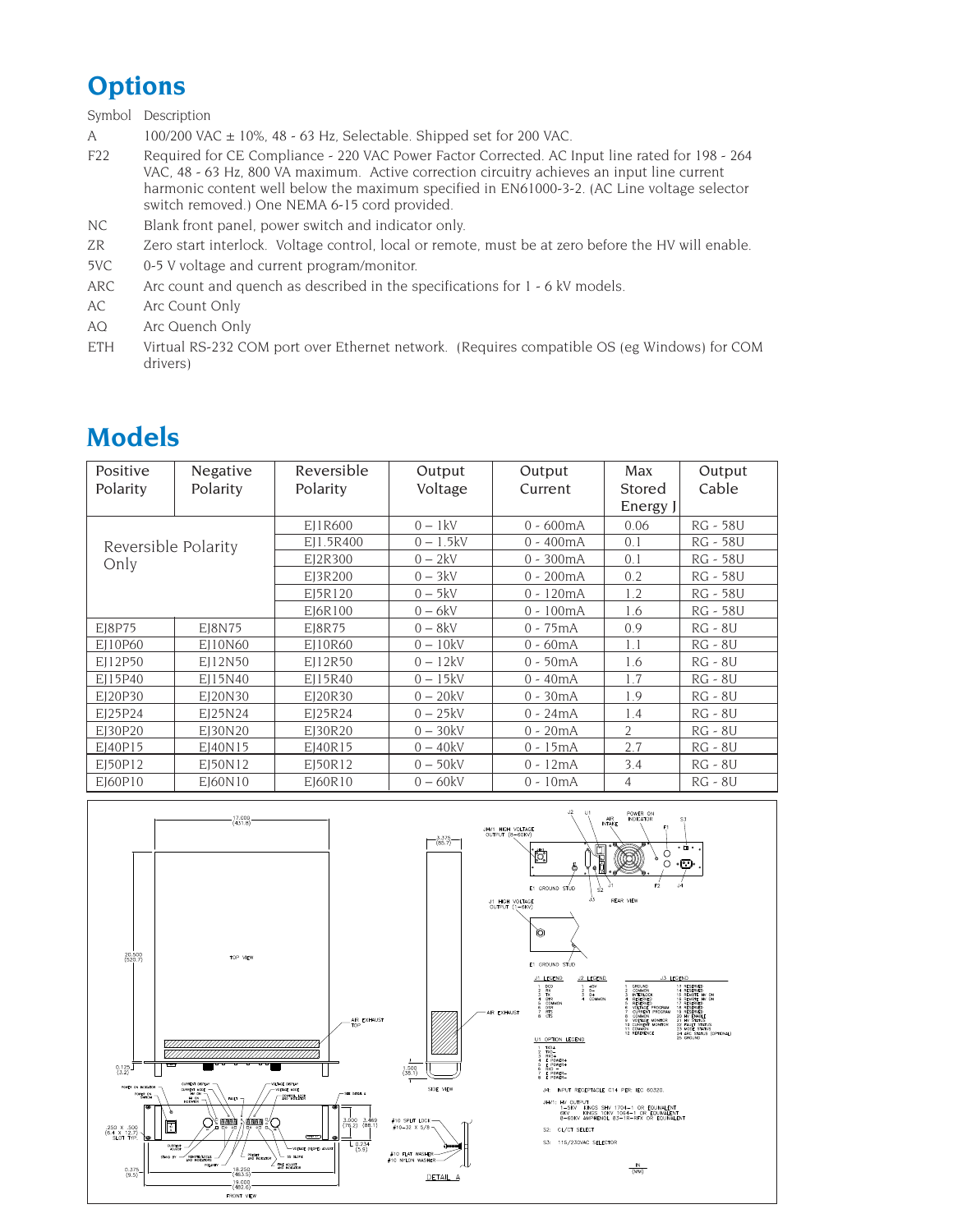## Options

| Symbol | Description |
|---|---|
| A | 100/200 VAC ± 10%, 48 - 63 Hz, Selectable. Shipped set for 200 VAC. |
| F22 | Required for CE Compliance - 220 VAC Power Factor Corrected. AC Input line rated for 198 - 264 VAC, 48 - 63 Hz, 800 VA maximum. Active correction circuitry achieves an input line current harmonic content well below the maximum specified in EN61000-3-2. (AC Line voltage selector switch removed.) One NEMA 6-15 cord provided. |
| NC | Blank front panel, power switch and indicator only. |
| ZR | Zero start interlock. Voltage control, local or remote, must be at zero before the HV will enable. |
| 5VC | 0-5 V voltage and current program/monitor. |
| ARC | Arc count and quench as described in the specifications for 1 - 6 kV models. |
| AC | Arc Count Only |
| AQ | Arc Quench Only |
| ETH | Virtual RS-232 COM port over Ethernet network. (Requires compatible OS (eg Windows) for COM drivers) |

## Models

| Positive Polarity | Negative Polarity | Reversible Polarity | Output Voltage | Output Current | Max Stored Energy J | Output Cable |
|---|---|---|---|---|---|---|
| Reversible Polarity Only | | EJ1R600 | 0 – 1kV | 0 - 600mA | 0.06 | RG - 58U |
| | | EJ1.5R400 | 0 – 1.5kV | 0 - 400mA | 0.1 | RG - 58U |
| | | EJ2R300 | 0 – 2kV | 0 - 300mA | 0.1 | RG - 58U |
| | | EJ3R200 | 0 – 3kV | 0 - 200mA | 0.2 | RG - 58U |
| | | EJ5R120 | 0 – 5kV | 0 - 120mA | 1.2 | RG - 58U |
| | | EJ6R100 | 0 – 6kV | 0 - 100mA | 1.6 | RG - 58U |
| EJ8P75 | EJ8N75 | EJ8R75 | 0 – 8kV | 0 - 75mA | 0.9 | RG - 8U |
| EJ10P60 | EJ10N60 | EJ10R60 | 0 – 10kV | 0 - 60mA | 1.1 | RG - 8U |
| EJ12P50 | EJ12N50 | EJ12R50 | 0 – 12kV | 0 - 50mA | 1.6 | RG - 8U |
| EJ15P40 | EJ15N40 | EJ15R40 | 0 – 15kV | 0 - 40mA | 1.7 | RG - 8U |
| EJ20P30 | EJ20N30 | EJ20R30 | 0 – 20kV | 0 - 30mA | 1.9 | RG - 8U |
| EJ25P24 | EJ25N24 | EJ25R24 | 0 – 25kV | 0 - 24mA | 1.4 | RG - 8U |
| EJ30P20 | EJ30N20 | EJ30R20 | 0 – 30kV | 0 - 20mA | 2 | RG - 8U |
| EJ40P15 | EJ40N15 | EJ40R15 | 0 – 40kV | 0 - 15mA | 2.7 | RG - 8U |
| EJ50P12 | EJ50N12 | EJ50R12 | 0 – 50kV | 0 - 12mA | 3.4 | RG - 8U |
| EJ60P10 | EJ60N10 | EJ60R10 | 0 – 60kV | 0 - 10mA | 4 | RG - 8U |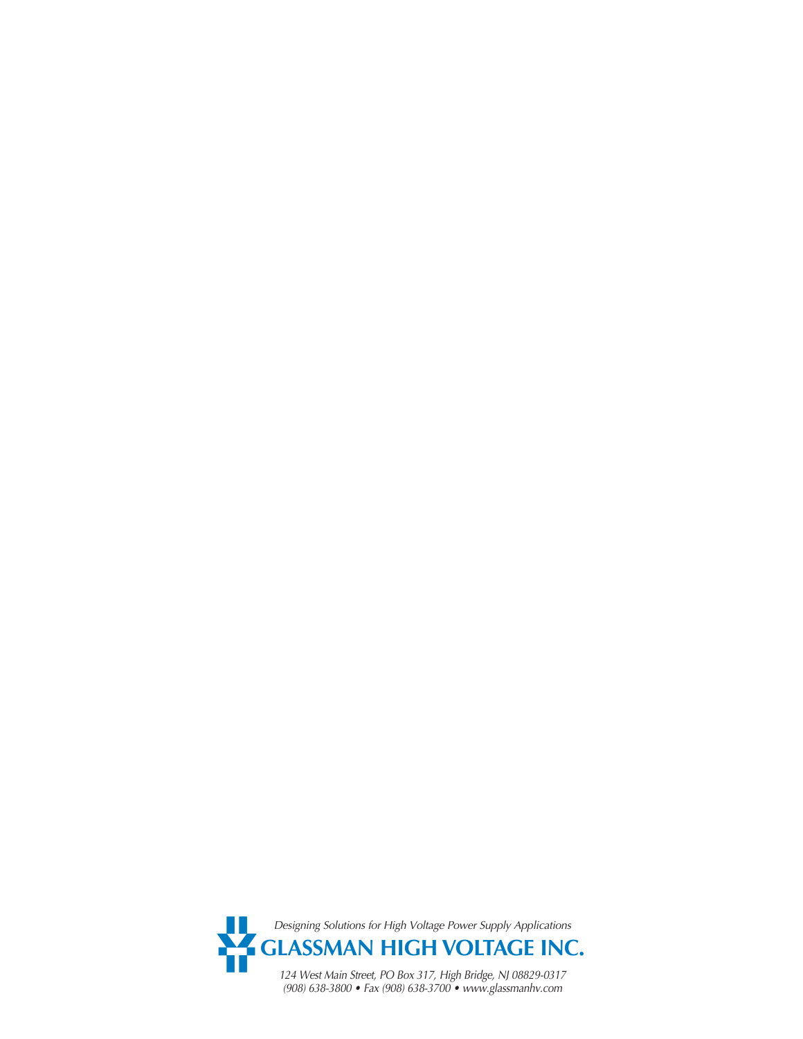*Designing Solutions for High Voltage Power Supply Applications*

**GLASSMAN HIGH VOLTAGE INC.**

*124 West Main Street, PO Box 317, High Bridge, NJ 08829-0317*
*(908) 638-3800 • Fax (908) 638-3700 • www.glassmanhv.com*